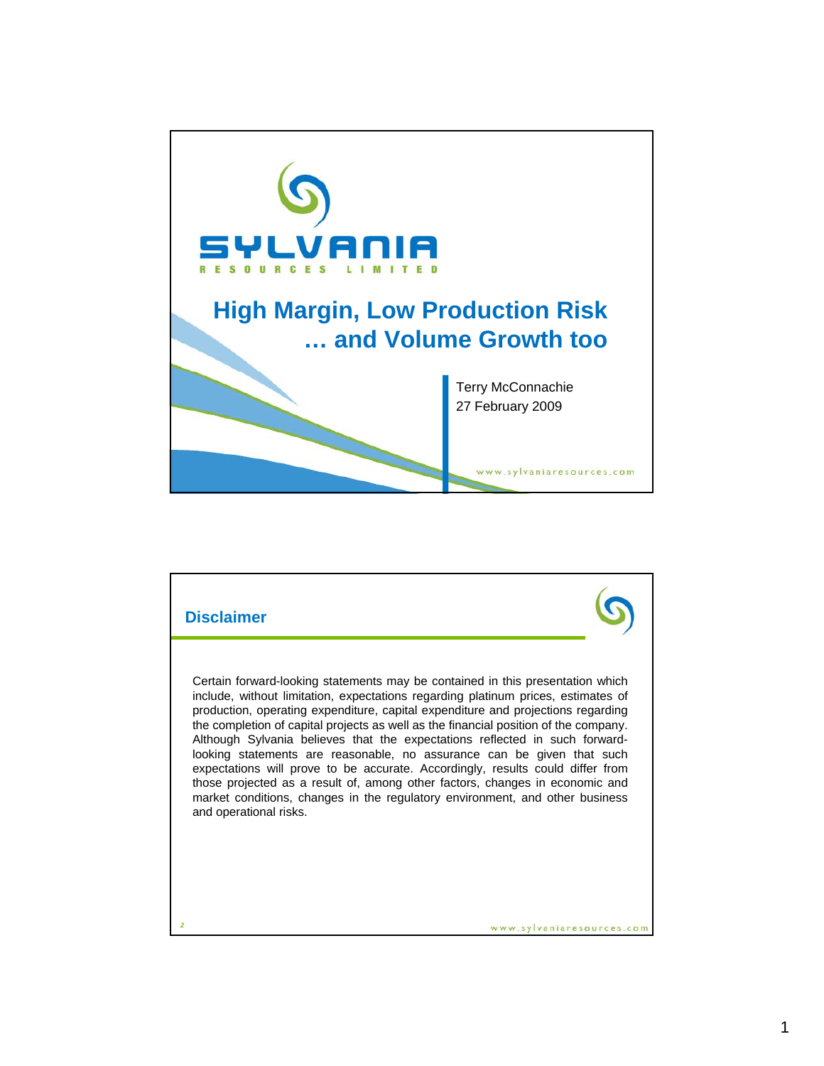# SYLVANIA RESOURCES LIMITED

## High Margin, Low Production Risk … and Volume Growth too

Terry McConnachie
27 February 2009

www.sylvaniaresources.com

---

## Disclaimer

Certain forward-looking statements may be contained in this presentation which include, without limitation, expectations regarding platinum prices, estimates of production, operating expenditure, capital expenditure and projections regarding the completion of capital projects as well as the financial position of the company. Although Sylvania believes that the expectations reflected in such forward-looking statements are reasonable, no assurance can be given that such expectations will prove to be accurate. Accordingly, results could differ from those projected as a result of, among other factors, changes in economic and market conditions, changes in the regulatory environment, and other business and operational risks.

www.sylvaniaresources.com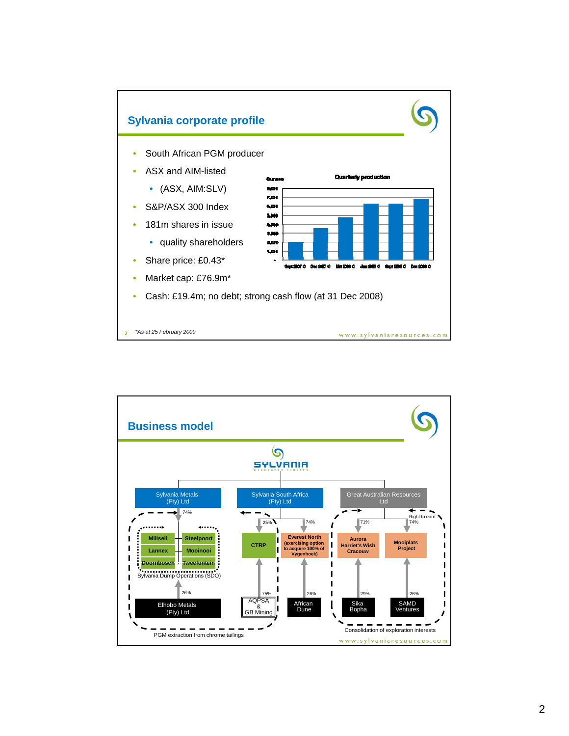## Sylvania corporate profile

- South African PGM producer
- ASX and AIM-listed
  - (ASX, AIM:SLV)
- S&P/ASX 300 Index
- 181m shares in issue
  - quality shareholders
- Share price: £0.43*
- Market cap: £76.9m*
- Cash: £19.4m; no debt; strong cash flow (at 31 Dec 2008)

**Quarterly production**

Ounces

Sept 2007 Q, Dec 2007 Q, Mar 2008 Q, Jun 2008 Q, Sept 2008 Q, Dec 2008 Q

*As at 25 February 2009

www.sylvaniaresources.com

## Business model

SYLVANIA RESOURCES LIMITED

- **Sylvania Metals (Pty) Ltd**
  - 74% → Sylvania Dump Operations (SDO): Millsell, Steelpoort, Lannex, Mooinooi, Doornbosch, Tweefontein
  - Elhobo Metals (Pty) Ltd — 26%
- **Sylvania South Africa (Pty) Ltd**
  - 25% → CTRP — AQPSA & GB Mining 75%
  - 74% → Everest North (exercising option to acquire 100% of Vygenhoek) — African Dune 26%
- **Great Australian Resources Ltd**
  - 71% → Aurora, Harriet's Wish, Cracouw — Sika Bopha 29%
  - Right to earn 74% → Mooiplats Project — SAMD Ventures 26%

PGM extraction from chrome tailings

Consolidation of exploration interests

www.sylvaniaresources.com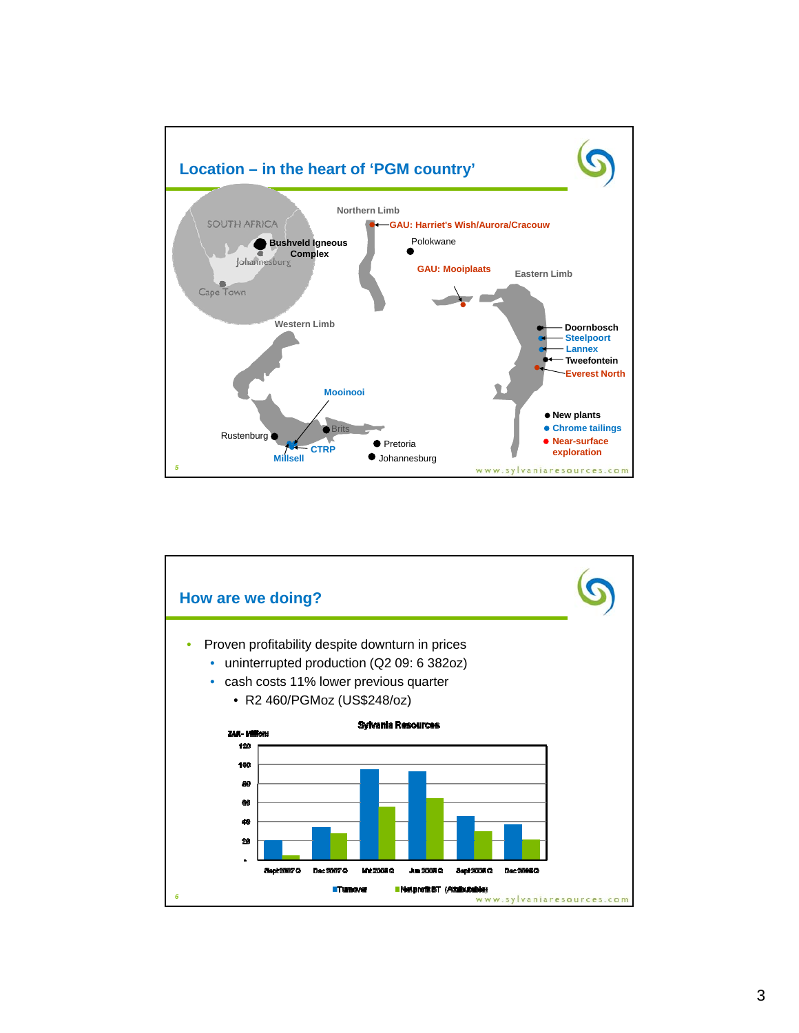## Location – in the heart of 'PGM country'

SOUTH AFRICA
Bushveld Igneous Complex
Johannesburg
Cape Town

Northern Limb
GAU: Harriet's Wish/Aurora/Cracouw
Polokwane
GAU: Mooiplaats
Eastern Limb
Western Limb
Doornbosch
Steelpoort
Lannex
Tweefontein
Everest North
Mooinooi
Brits
Rustenburg
CTRP
Millsell
Pretoria
Johannesburg

- New plants
- Chrome tailings
- Near-surface exploration

www.sylvaniaresources.com

## How are we doing?

- Proven profitability despite downturn in prices
  - uninterrupted production (Q2 09: 6 382oz)
  - cash costs 11% lower previous quarter
    - R2 460/PGMoz (US$248/oz)

Sylvania Resources

ZAR - Millions

| | Sept 2007 Q | Dec 2007 Q | Mar 2008 Q | Jun 2008 Q | Sept 2008 Q | Dec 2008 Q |
|---|---|---|---|---|---|---|
| Turnover | | | | | | |
| Net profit BT (Attributable) | | | | | | |

www.sylvaniaresources.com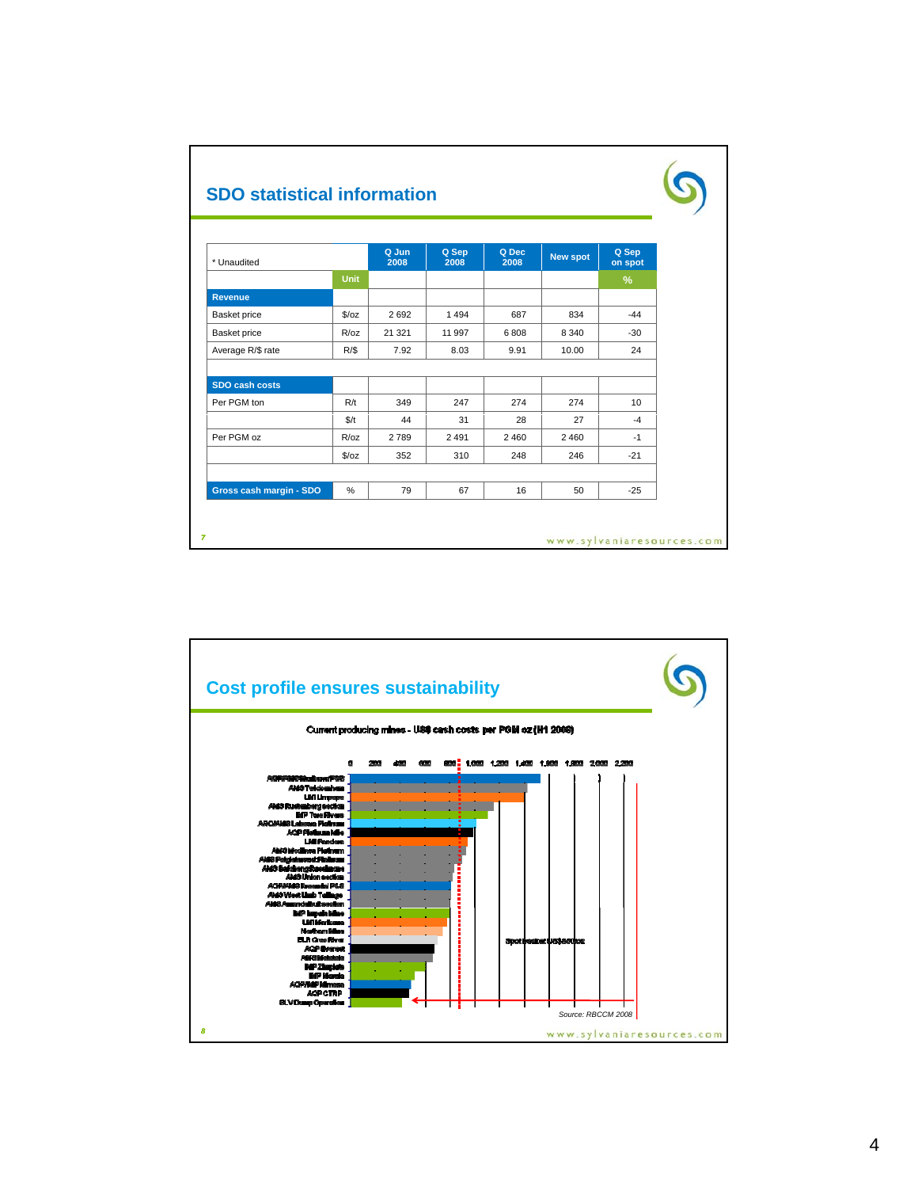## SDO statistical information

| * Unaudited | Unit | Q Jun 2008 | Q Sep 2008 | Q Dec 2008 | New spot | Q Sep on spot % |
|---|---|---|---|---|---|---|
| **Revenue** | | | | | | |
| Basket price | $/oz | 2 692 | 1 494 | 687 | 834 | -44 |
| Basket price | R/oz | 21 321 | 11 997 | 6 808 | 8 340 | -30 |
| Average R/$ rate | R/$ | 7.92 | 8.03 | 9.91 | 10.00 | 24 |
| | | | | | | |
| **SDO cash costs** | | | | | | |
| Per PGM ton | R/t | 349 | 247 | 274 | 274 | 10 |
| | $/t | 44 | 31 | 28 | 27 | -4 |
| Per PGM oz | R/oz | 2 789 | 2 491 | 2 460 | 2 460 | -1 |
| | $/oz | 352 | 310 | 248 | 246 | -21 |
| | | | | | | |
| **Gross cash margin - SDO** | % | 79 | 67 | 16 | 50 | -25 |

## Cost profile ensures sustainability

Current producing mines - US$ cash costs per PGM oz (H1 2008)

Spot basket US$800/oz

Source: RBCCM 2008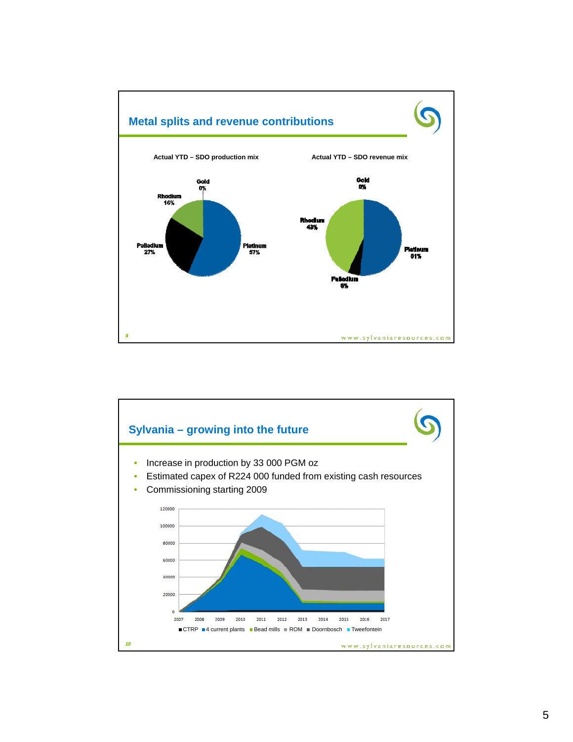## Metal splits and revenue contributions

**Actual YTD – SDO production mix**

- Gold 0%
- Rhodium 16%
- Palladium 27%
- Platinum 57%

**Actual YTD – SDO revenue mix**

- Gold 0%
- Rhodium 43%
- Palladium 6%
- Platinum 51%

9

www.sylvaniaresources.com

## Sylvania – growing into the future

- Increase in production by 33 000 PGM oz
- Estimated capex of R224 000 funded from existing cash resources
- Commissioning starting 2009

Chart: y-axis 0 to 120000; x-axis 2007–2017. Legend: CTRP, 4 current plants, Bead mills, ROM, Doornbosch, Tweefontein

10

www.sylvaniaresources.com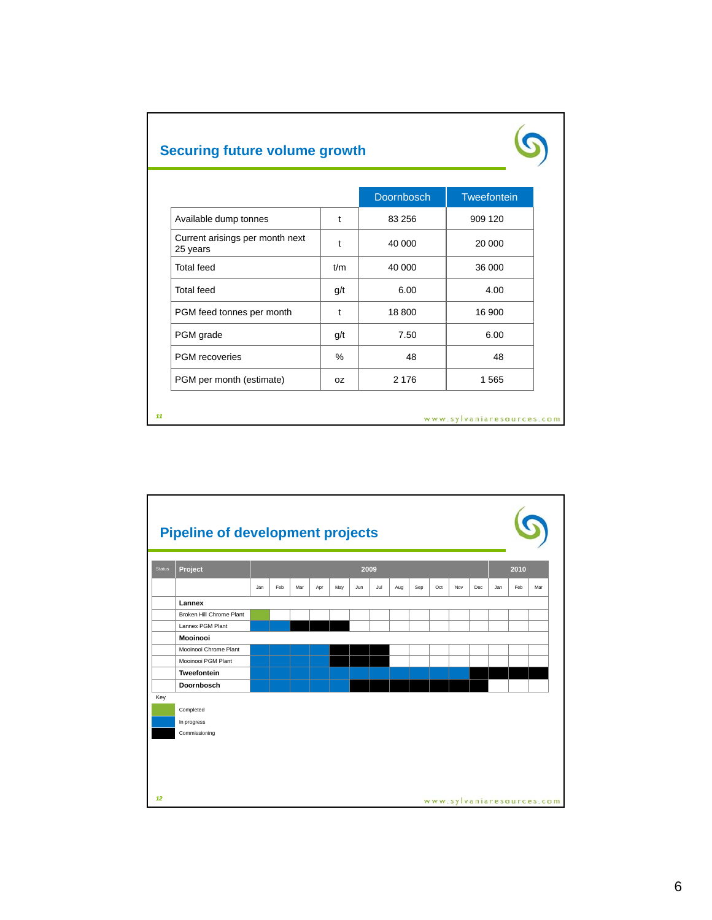## Securing future volume growth

| | | Doornbosch | Tweefontein |
|---|---|---|---|
| Available dump tonnes | t | 83 256 | 909 120 |
| Current arisings per month next 25 years | t | 40 000 | 20 000 |
| Total feed | t/m | 40 000 | 36 000 |
| Total feed | g/t | 6.00 | 4.00 |
| PGM feed tonnes per month | t | 18 800 | 16 900 |
| PGM grade | g/t | 7.50 | 6.00 |
| PGM recoveries | % | 48 | 48 |
| PGM per month (estimate) | oz | 2 176 | 1 565 |

www.sylvaniaresources.com

## Pipeline of development projects

| Status | Project | 2009 Jan | Feb | Mar | Apr | May | Jun | Jul | Aug | Sep | Oct | Nov | Dec | 2010 Jan | Feb | Mar |
|---|---|---|---|---|---|---|---|---|---|---|---|---|---|---|---|---|
| | **Lannex** | | | | | | | | | | | | | | | |
| | Broken Hill Chrome Plant | Completed | | | | | | | | | | | | | | |
| | Lannex PGM Plant | In progress | In progress | Commissioning | Commissioning | Commissioning | | | | | | | | | | |
| | **Mooinooi** | | | | | | | | | | | | | | | |
| | Mooinooi Chrome Plant | In progress | In progress | In progress | In progress | Commissioning | Commissioning | Commissioning | | | | | | | | |
| | Mooinooi PGM Plant | In progress | In progress | In progress | In progress | Commissioning | Commissioning | Commissioning | | | | | | | | |
| | **Tweefontein** | In progress | In progress | In progress | In progress | In progress | In progress | In progress | In progress | In progress | In progress | In progress | Commissioning | Commissioning | Commissioning | Commissioning |
| | **Doornbosch** | In progress | In progress | In progress | In progress | In progress | Commissioning | Commissioning | Commissioning | Commissioning | Commissioning | Commissioning | Commissioning | | | |

Key

- Completed
- In progress
- Commissioning

www.sylvaniaresources.com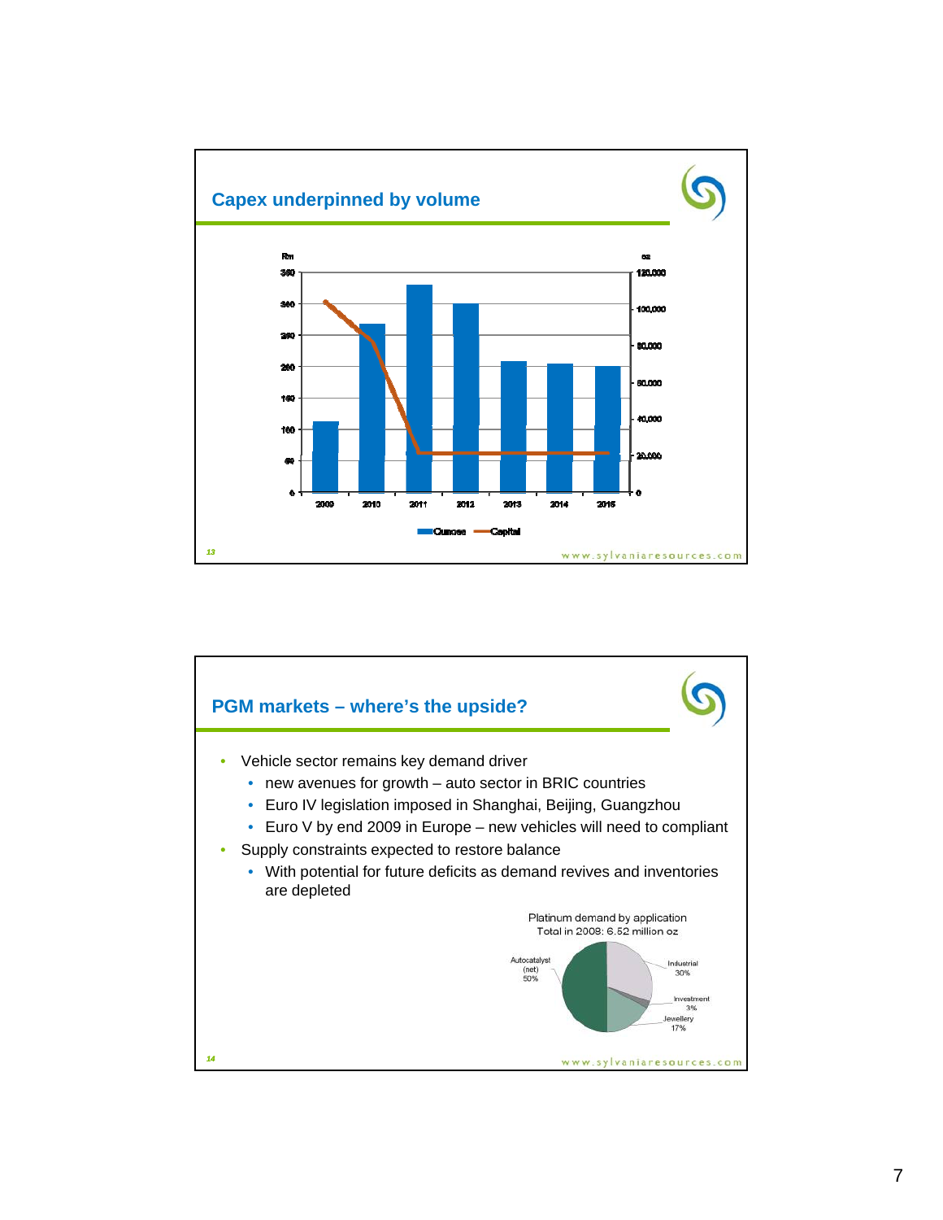## Capex underpinned by volume

Rm | oz

2009, 2010, 2011, 2012, 2013, 2014, 2015

Ounces — Capital

13

## PGM markets – where's the upside?

- Vehicle sector remains key demand driver
  - new avenues for growth – auto sector in BRIC countries
  - Euro IV legislation imposed in Shanghai, Beijing, Guangzhou
  - Euro V by end 2009 in Europe – new vehicles will need to compliant
- Supply constraints expected to restore balance
  - With potential for future deficits as demand revives and inventories are depleted

Platinum demand by application
Total in 2008: 6.52 million oz

- Autocatalyst (net) 50%
- Industrial 30%
- Investment 3%
- Jewellery 17%

14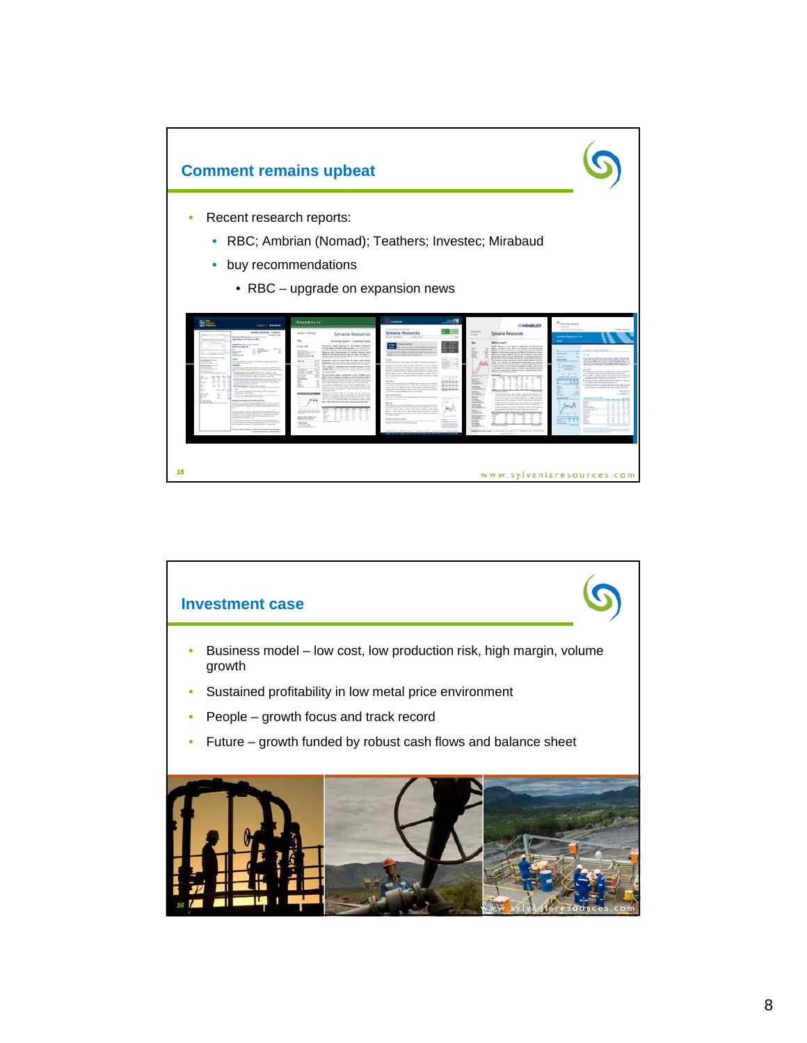## Comment remains upbeat

- Recent research reports:
  - RBC; Ambrian (Nomad); Teathers; Investec; Mirabaud
  - buy recommendations
    - RBC – upgrade on expansion news

## Investment case

- Business model – low cost, low production risk, high margin, volume growth
- Sustained profitability in low metal price environment
- People – growth focus and track record
- Future – growth funded by robust cash flows and balance sheet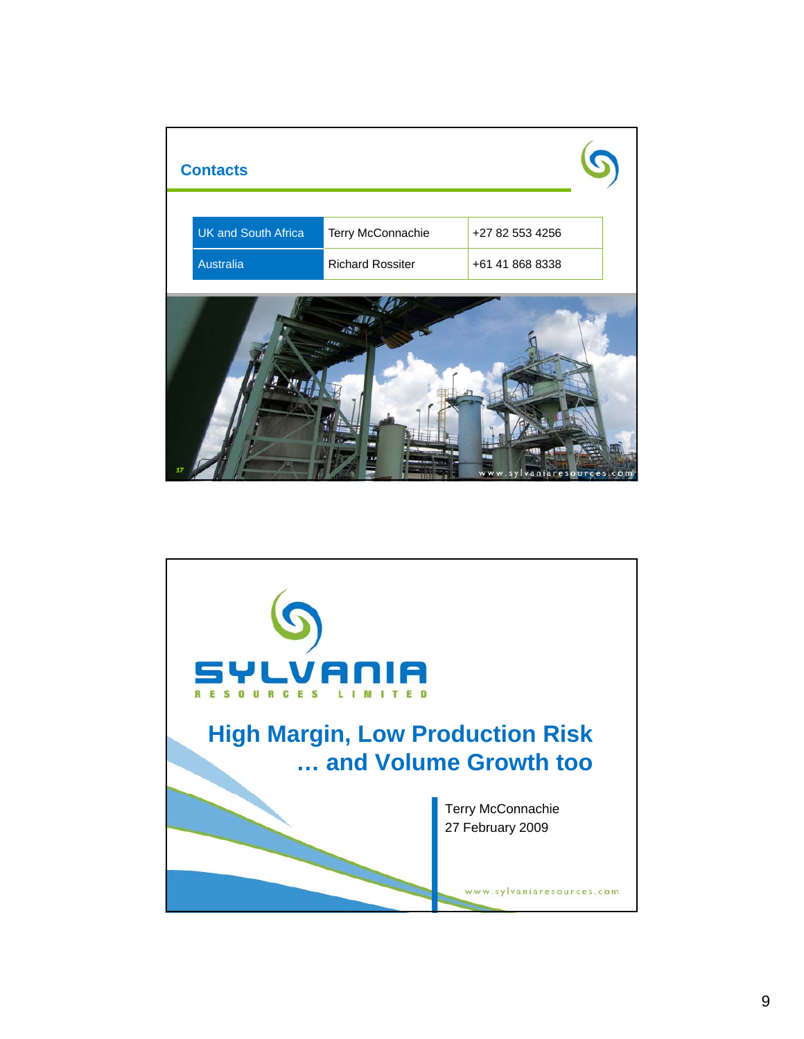## Contacts

| UK and South Africa | Terry McConnachie | +27 82 553 4256 |
|---|---|---|
| Australia | Richard Rossiter | +61 41 868 8338 |

17

www.sylvaniaresources.com

---

SYLVANIA

RESOURCES LIMITED

# High Margin, Low Production Risk … and Volume Growth too

Terry McConnachie
27 February 2009

www.sylvaniaresources.com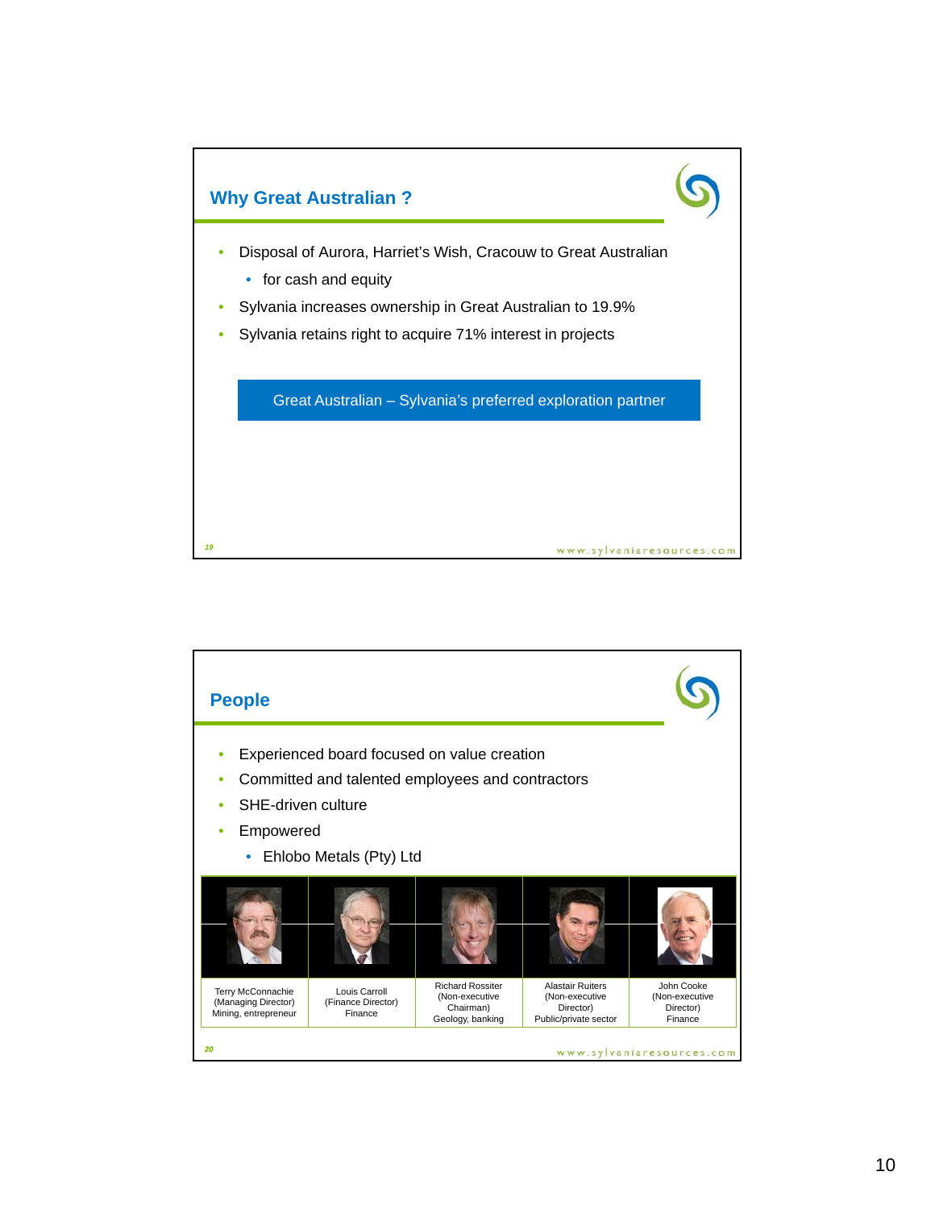## Why Great Australian ?

- Disposal of Aurora, Harriet's Wish, Cracouw to Great Australian
  - for cash and equity
- Sylvania increases ownership in Great Australian to 19.9%
- Sylvania retains right to acquire 71% interest in projects

**Great Australian – Sylvania's preferred exploration partner**

19

www.sylvaniaresources.com

## People

- Experienced board focused on value creation
- Committed and talented employees and contractors
- SHE-driven culture
- Empowered
  - Ehlobo Metals (Pty) Ltd

| Terry McConnachie (Managing Director) Mining, entrepreneur | Louis Carroll (Finance Director) Finance | Richard Rossiter (Non-executive Chairman) Geology, banking | Alastair Ruiters (Non-executive Director) Public/private sector | John Cooke (Non-executive Director) Finance |
|---|---|---|---|---|

20

www.sylvaniaresources.com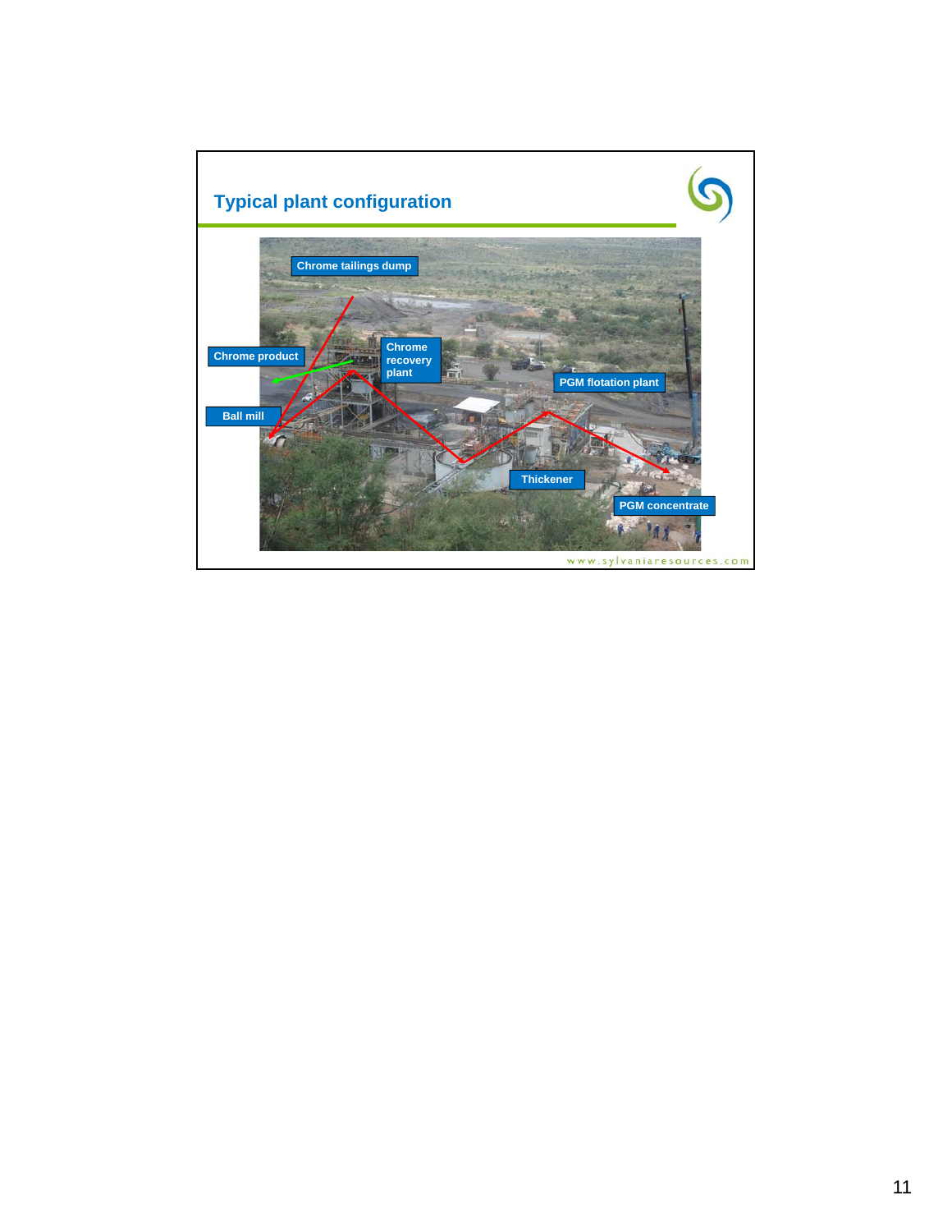## Typical plant configuration

Chrome tailings dump

Chrome product

Chrome recovery plant

Ball mill

PGM flotation plant

Thickener

PGM concentrate

www.sylvaniaresources.com